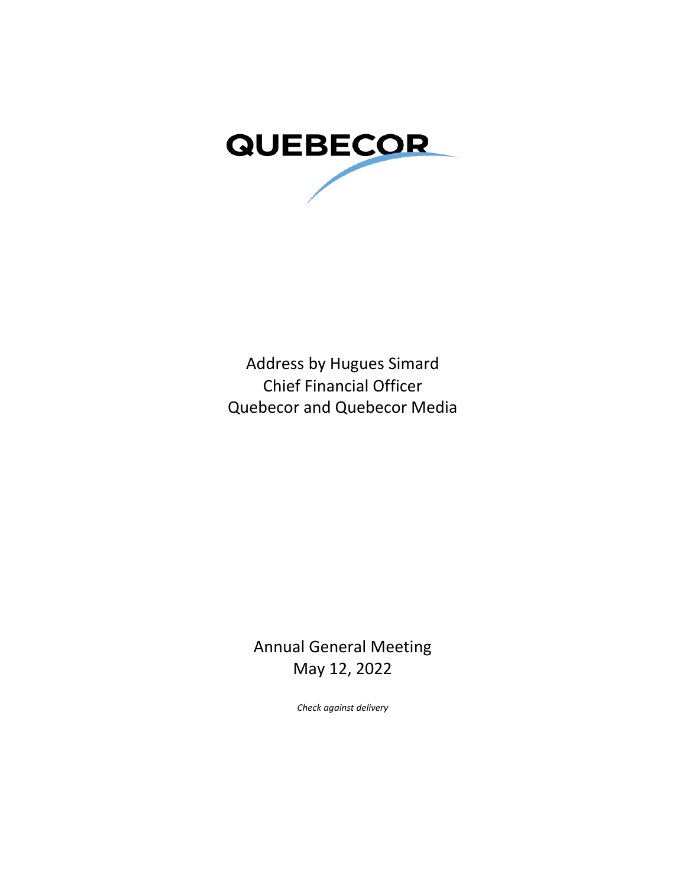QUEBECOR

Address by Hugues Simard
Chief Financial Officer
Quebecor and Quebecor Media

Annual General Meeting
May 12, 2022

*Check against delivery*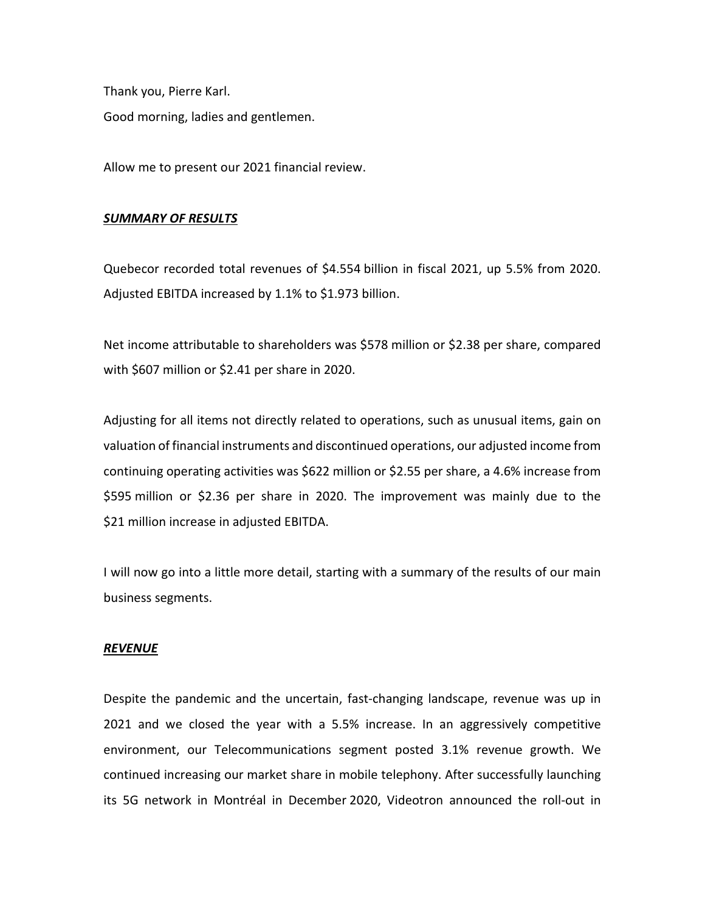Thank you, Pierre Karl.

Good morning, ladies and gentlemen.

Allow me to present our 2021 financial review.

***SUMMARY OF RESULTS***

Quebecor recorded total revenues of $4.554 billion in fiscal 2021, up 5.5% from 2020. Adjusted EBITDA increased by 1.1% to $1.973 billion.

Net income attributable to shareholders was $578 million or $2.38 per share, compared with $607 million or $2.41 per share in 2020.

Adjusting for all items not directly related to operations, such as unusual items, gain on valuation of financial instruments and discontinued operations, our adjusted income from continuing operating activities was $622 million or $2.55 per share, a 4.6% increase from $595 million or $2.36 per share in 2020. The improvement was mainly due to the $21 million increase in adjusted EBITDA.

I will now go into a little more detail, starting with a summary of the results of our main business segments.

***REVENUE***

Despite the pandemic and the uncertain, fast-changing landscape, revenue was up in 2021 and we closed the year with a 5.5% increase. In an aggressively competitive environment, our Telecommunications segment posted 3.1% revenue growth. We continued increasing our market share in mobile telephony. After successfully launching its 5G network in Montréal in December 2020, Videotron announced the roll-out in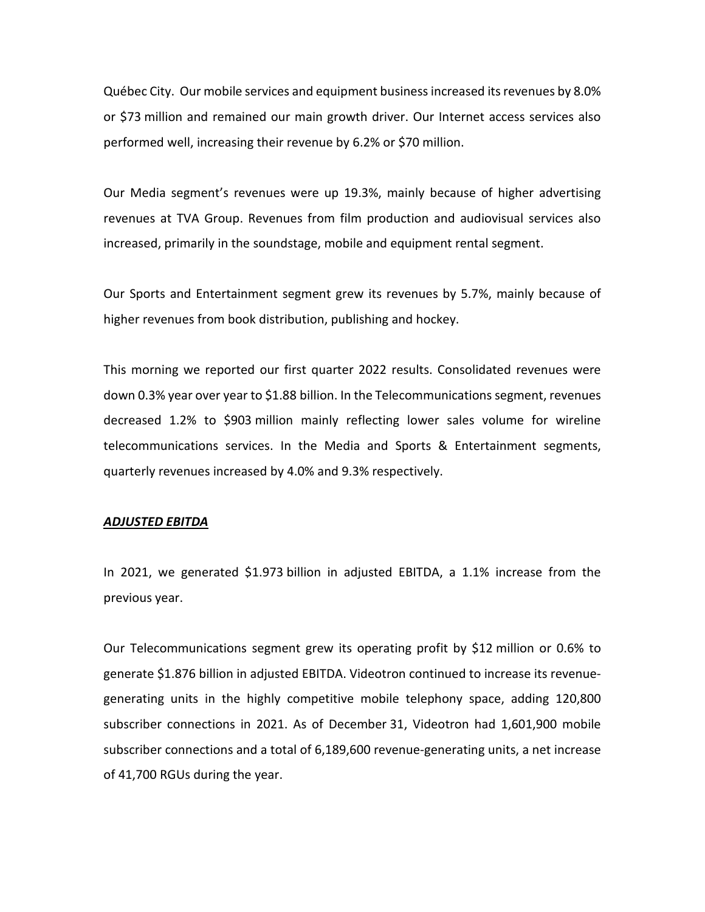Québec City. Our mobile services and equipment business increased its revenues by 8.0% or $73 million and remained our main growth driver. Our Internet access services also performed well, increasing their revenue by 6.2% or $70 million.

Our Media segment's revenues were up 19.3%, mainly because of higher advertising revenues at TVA Group. Revenues from film production and audiovisual services also increased, primarily in the soundstage, mobile and equipment rental segment.

Our Sports and Entertainment segment grew its revenues by 5.7%, mainly because of higher revenues from book distribution, publishing and hockey.

This morning we reported our first quarter 2022 results. Consolidated revenues were down 0.3% year over year to $1.88 billion. In the Telecommunications segment, revenues decreased 1.2% to $903 million mainly reflecting lower sales volume for wireline telecommunications services. In the Media and Sports & Entertainment segments, quarterly revenues increased by 4.0% and 9.3% respectively.

***ADJUSTED EBITDA***

In 2021, we generated $1.973 billion in adjusted EBITDA, a 1.1% increase from the previous year.

Our Telecommunications segment grew its operating profit by $12 million or 0.6% to generate $1.876 billion in adjusted EBITDA. Videotron continued to increase its revenue-generating units in the highly competitive mobile telephony space, adding 120,800 subscriber connections in 2021. As of December 31, Videotron had 1,601,900 mobile subscriber connections and a total of 6,189,600 revenue-generating units, a net increase of 41,700 RGUs during the year.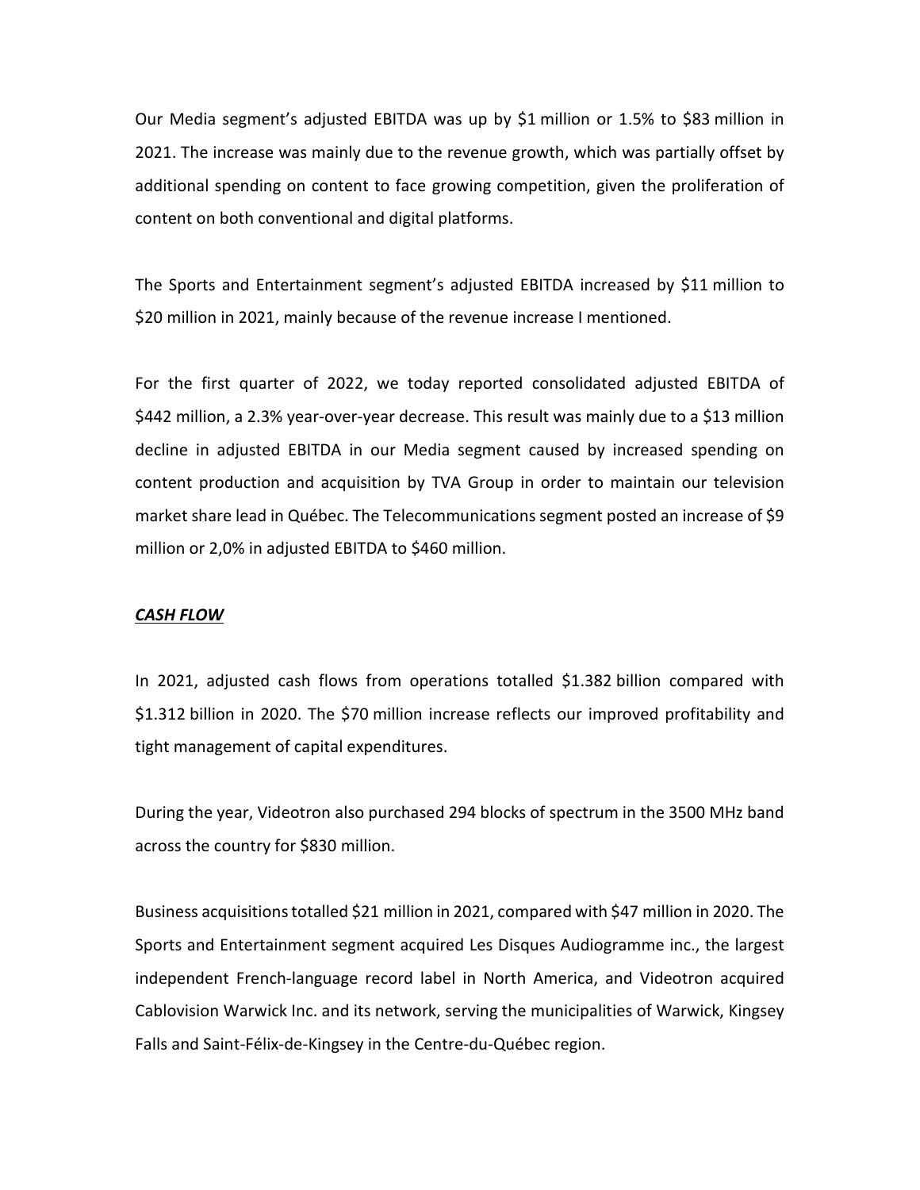Our Media segment's adjusted EBITDA was up by $1 million or 1.5% to $83 million in 2021. The increase was mainly due to the revenue growth, which was partially offset by additional spending on content to face growing competition, given the proliferation of content on both conventional and digital platforms.

The Sports and Entertainment segment's adjusted EBITDA increased by $11 million to $20 million in 2021, mainly because of the revenue increase I mentioned.

For the first quarter of 2022, we today reported consolidated adjusted EBITDA of $442 million, a 2.3% year-over-year decrease. This result was mainly due to a $13 million decline in adjusted EBITDA in our Media segment caused by increased spending on content production and acquisition by TVA Group in order to maintain our television market share lead in Québec. The Telecommunications segment posted an increase of $9 million or 2,0% in adjusted EBITDA to $460 million.

***CASH FLOW***

In 2021, adjusted cash flows from operations totalled $1.382 billion compared with $1.312 billion in 2020. The $70 million increase reflects our improved profitability and tight management of capital expenditures.

During the year, Videotron also purchased 294 blocks of spectrum in the 3500 MHz band across the country for $830 million.

Business acquisitions totalled $21 million in 2021, compared with $47 million in 2020. The Sports and Entertainment segment acquired Les Disques Audiogramme inc., the largest independent French-language record label in North America, and Videotron acquired Cablovision Warwick Inc. and its network, serving the municipalities of Warwick, Kingsey Falls and Saint-Félix-de-Kingsey in the Centre-du-Québec region.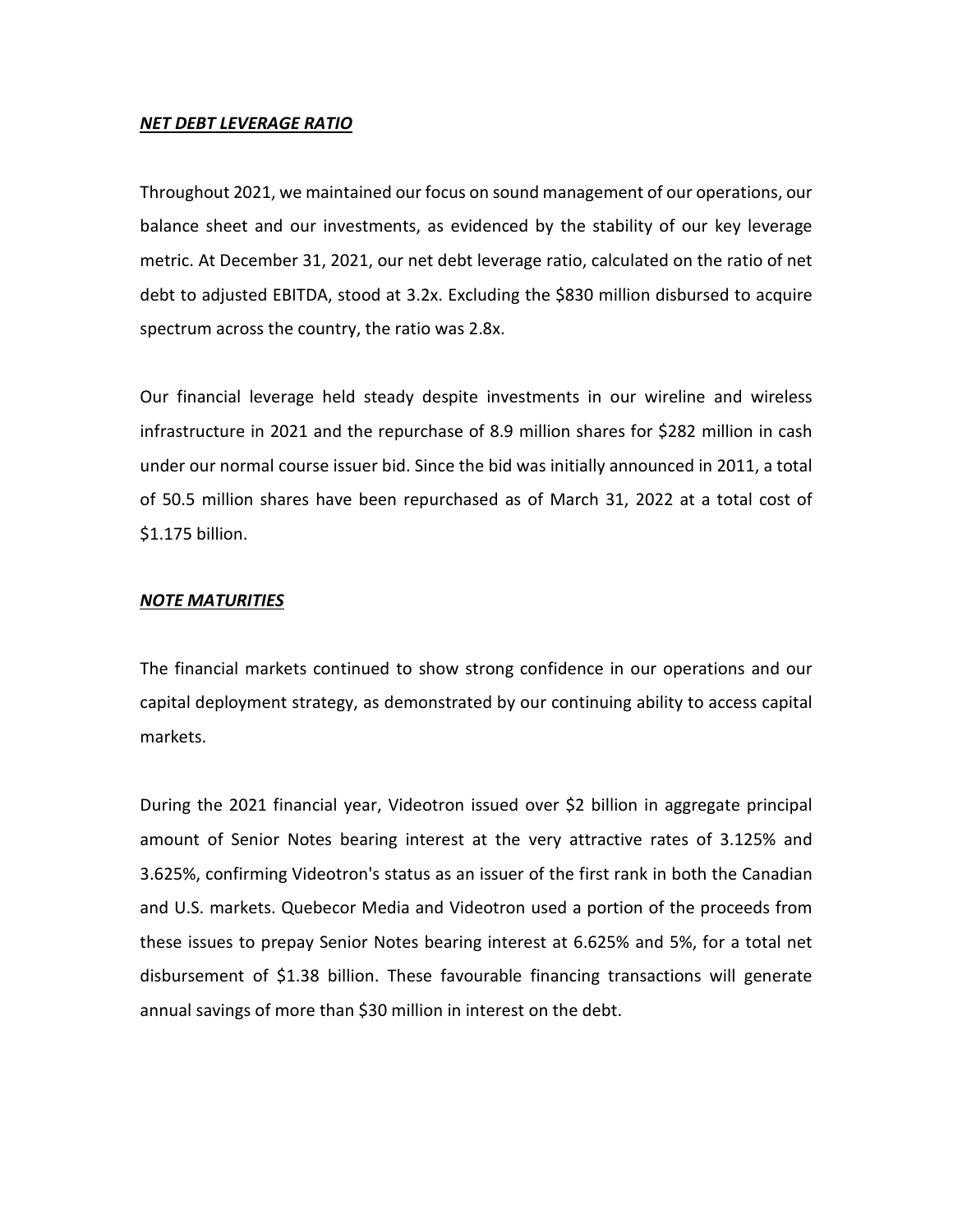***NET DEBT LEVERAGE RATIO***

Throughout 2021, we maintained our focus on sound management of our operations, our balance sheet and our investments, as evidenced by the stability of our key leverage metric. At December 31, 2021, our net debt leverage ratio, calculated on the ratio of net debt to adjusted EBITDA, stood at 3.2x. Excluding the $830 million disbursed to acquire spectrum across the country, the ratio was 2.8x.

Our financial leverage held steady despite investments in our wireline and wireless infrastructure in 2021 and the repurchase of 8.9 million shares for $282 million in cash under our normal course issuer bid. Since the bid was initially announced in 2011, a total of 50.5 million shares have been repurchased as of March 31, 2022 at a total cost of $1.175 billion.

***NOTE MATURITIES***

The financial markets continued to show strong confidence in our operations and our capital deployment strategy, as demonstrated by our continuing ability to access capital markets.

During the 2021 financial year, Videotron issued over $2 billion in aggregate principal amount of Senior Notes bearing interest at the very attractive rates of 3.125% and 3.625%, confirming Videotron's status as an issuer of the first rank in both the Canadian and U.S. markets. Quebecor Media and Videotron used a portion of the proceeds from these issues to prepay Senior Notes bearing interest at 6.625% and 5%, for a total net disbursement of $1.38 billion. These favourable financing transactions will generate annual savings of more than $30 million in interest on the debt.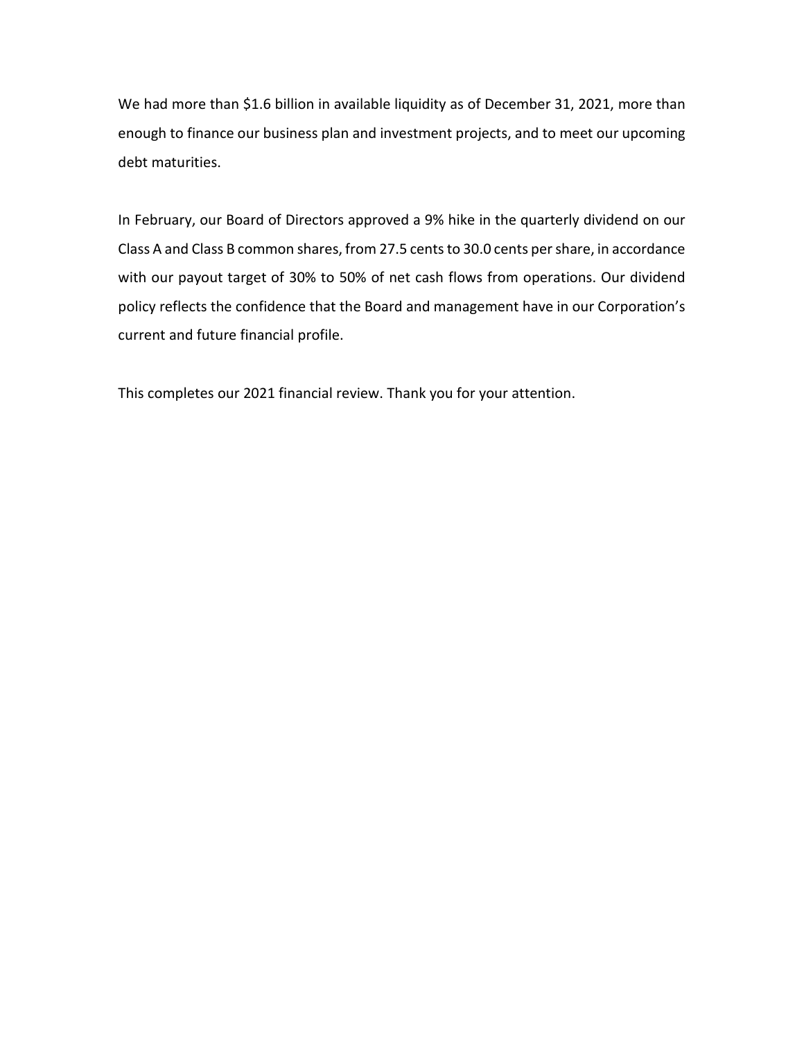We had more than $1.6 billion in available liquidity as of December 31, 2021, more than enough to finance our business plan and investment projects, and to meet our upcoming debt maturities.

In February, our Board of Directors approved a 9% hike in the quarterly dividend on our Class A and Class B common shares, from 27.5 cents to 30.0 cents per share, in accordance with our payout target of 30% to 50% of net cash flows from operations. Our dividend policy reflects the confidence that the Board and management have in our Corporation's current and future financial profile.

This completes our 2021 financial review. Thank you for your attention.